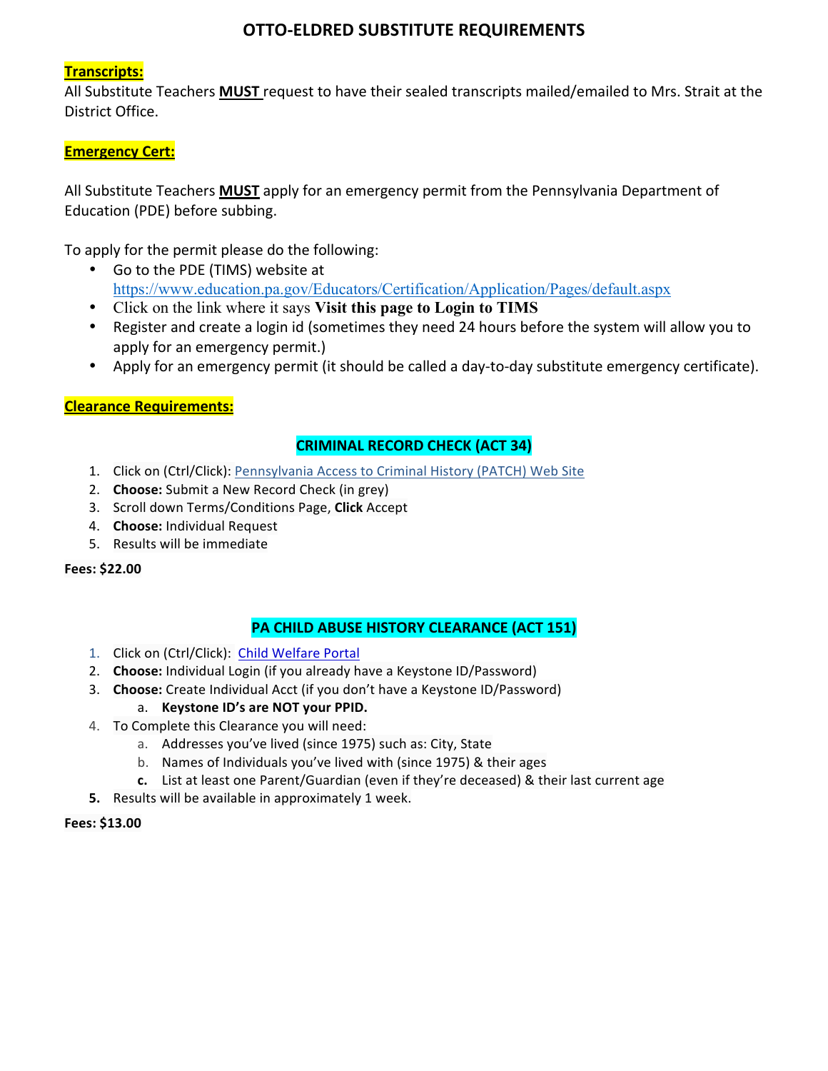# OTTO-ELDRED SUBSTITUTE REQUIREMENTS

## Transcripts:

All Substitute Teachers **MUST** request to have their sealed transcripts mailed/emailed to Mrs. Strait at the District Office.

## Emergency Cert:

All Substitute Teachers **MUST** apply for an emergency permit from the Pennsylvania Department of Education (PDE) before subbing.

To apply for the permit please do the following:

- Go to the PDE (TIMS) website at https://www.education.pa.gov/Educators/Certification/Application/Pages/default.aspx
- Click on the link where it says **Visit this page to Login to TIMS**
- Register and create a login id (sometimes they need 24 hours before the system will allow you to apply for an emergency permit.)
- Apply for an emergency permit (it should be called a day-to-day substitute emergency certificate).

## Clearance Requirements:

### CRIMINAL RECORD CHECK (ACT 34)

1. Click on (Ctrl/Click): Pennsylvania Access to Criminal History (PATCH) Web Site
2. **Choose:** Submit a New Record Check (in grey)
3. Scroll down Terms/Conditions Page, **Click** Accept
4. **Choose:** Individual Request
5. Results will be immediate

**Fees: $22.00**

### PA CHILD ABUSE HISTORY CLEARANCE (ACT 151)

1. Click on (Ctrl/Click): Child Welfare Portal
2. **Choose:** Individual Login (if you already have a Keystone ID/Password)
3. **Choose:** Create Individual Acct (if you don't have a Keystone ID/Password)
   a. **Keystone ID's are NOT your PPID.**
4. To Complete this Clearance you will need:
   a. Addresses you've lived (since 1975) such as: City, State
   b. Names of Individuals you've lived with (since 1975) & their ages
   c. List at least one Parent/Guardian (even if they're deceased) & their last current age
5. Results will be available in approximately 1 week.

**Fees: $13.00**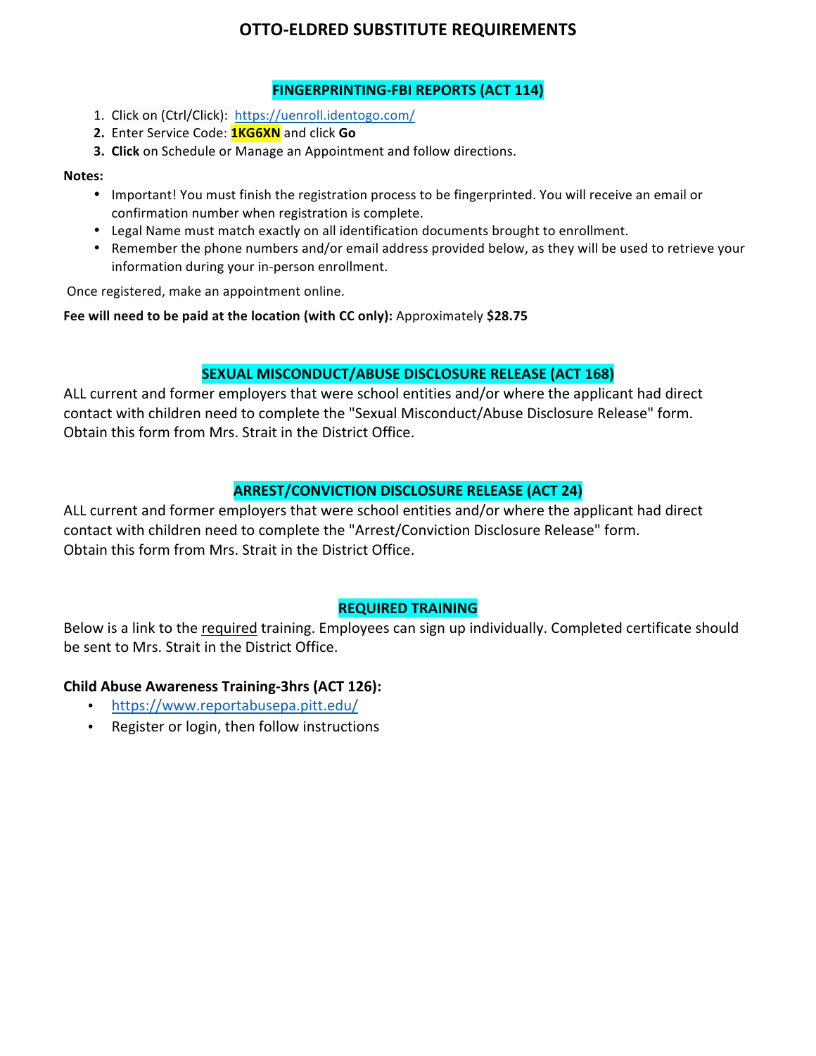# OTTO-ELDRED SUBSTITUTE REQUIREMENTS

## FINGERPRINTING-FBI REPORTS (ACT 114)

1. Click on (Ctrl/Click): https://uenroll.identogo.com/
2. Enter Service Code: **1KG6XN** and click **Go**
3. **Click** on Schedule or Manage an Appointment and follow directions.

**Notes:**

- Important! You must finish the registration process to be fingerprinted. You will receive an email or confirmation number when registration is complete.
- Legal Name must match exactly on all identification documents brought to enrollment.
- Remember the phone numbers and/or email address provided below, as they will be used to retrieve your information during your in-person enrollment.

Once registered, make an appointment online.

**Fee will need to be paid at the location (with CC only):** Approximately **$28.75**

## SEXUAL MISCONDUCT/ABUSE DISCLOSURE RELEASE (ACT 168)

ALL current and former employers that were school entities and/or where the applicant had direct contact with children need to complete the "Sexual Misconduct/Abuse Disclosure Release" form. Obtain this form from Mrs. Strait in the District Office.

## ARREST/CONVICTION DISCLOSURE RELEASE (ACT 24)

ALL current and former employers that were school entities and/or where the applicant had direct contact with children need to complete the "Arrest/Conviction Disclosure Release" form. Obtain this form from Mrs. Strait in the District Office.

## REQUIRED TRAINING

Below is a link to the required training. Employees can sign up individually. Completed certificate should be sent to Mrs. Strait in the District Office.

### Child Abuse Awareness Training-3hrs (ACT 126):

- https://www.reportabusepa.pitt.edu/
- Register or login, then follow instructions